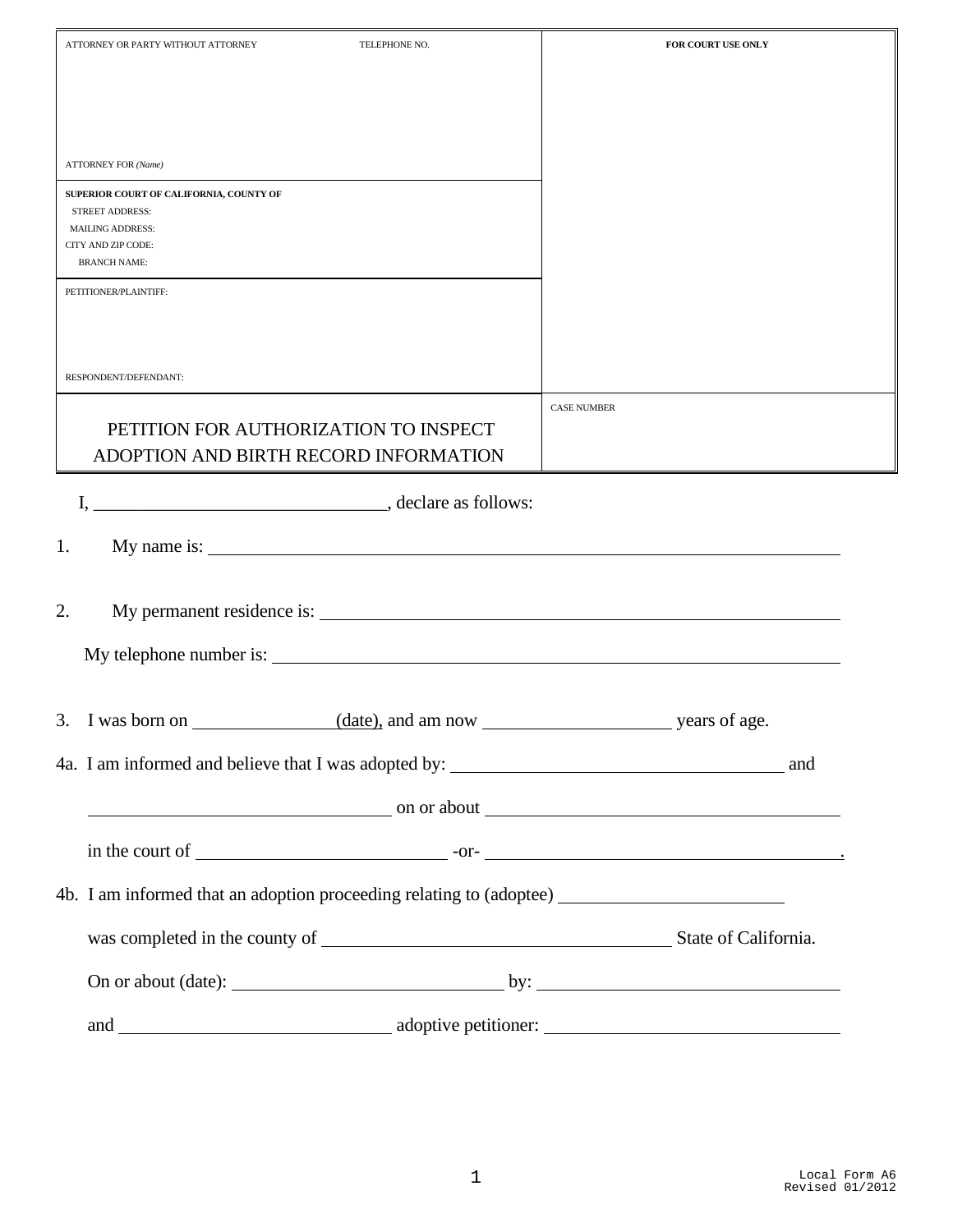| ATTORNEY OR PARTY WITHOUT ATTORNEY TELEPHONE NO. | FOR COURT USE ONLY |
|---|---|
| ATTORNEY FOR *(Name)* | |
| **SUPERIOR COURT OF CALIFORNIA, COUNTY OF**<br>STREET ADDRESS:<br>MAILING ADDRESS:<br>CITY AND ZIP CODE:<br>BRANCH NAME: | |
| PETITIONER/PLAINTIFF:<br><br>RESPONDENT/DEFENDANT: | |
| PETITION FOR AUTHORIZATION TO INSPECT ADOPTION AND BIRTH RECORD INFORMATION | CASE NUMBER |

I, ________________________________, declare as follows:

1. My name is: ____________________________________________________________

2. My permanent residence is: ____________________________________________________________

   My telephone number is: ____________________________________________________________

3. I was born on ________________(date), and am now ____________________ years of age.

4a. I am informed and believe that I was adopted by: ____________________________________ and

    _________________________________ on or about ____________________________________

    in the court of ___________________________ -or- ________________________________________.

4b. I am informed that an adoption proceeding relating to (adoptee) ________________________

    was completed in the county of ______________________________________ State of California.

    On or about (date): ______________________________ by: ________________________________

    and ______________________________ adoptive petitioner: ________________________________

Local Form A6
Revised 01/2012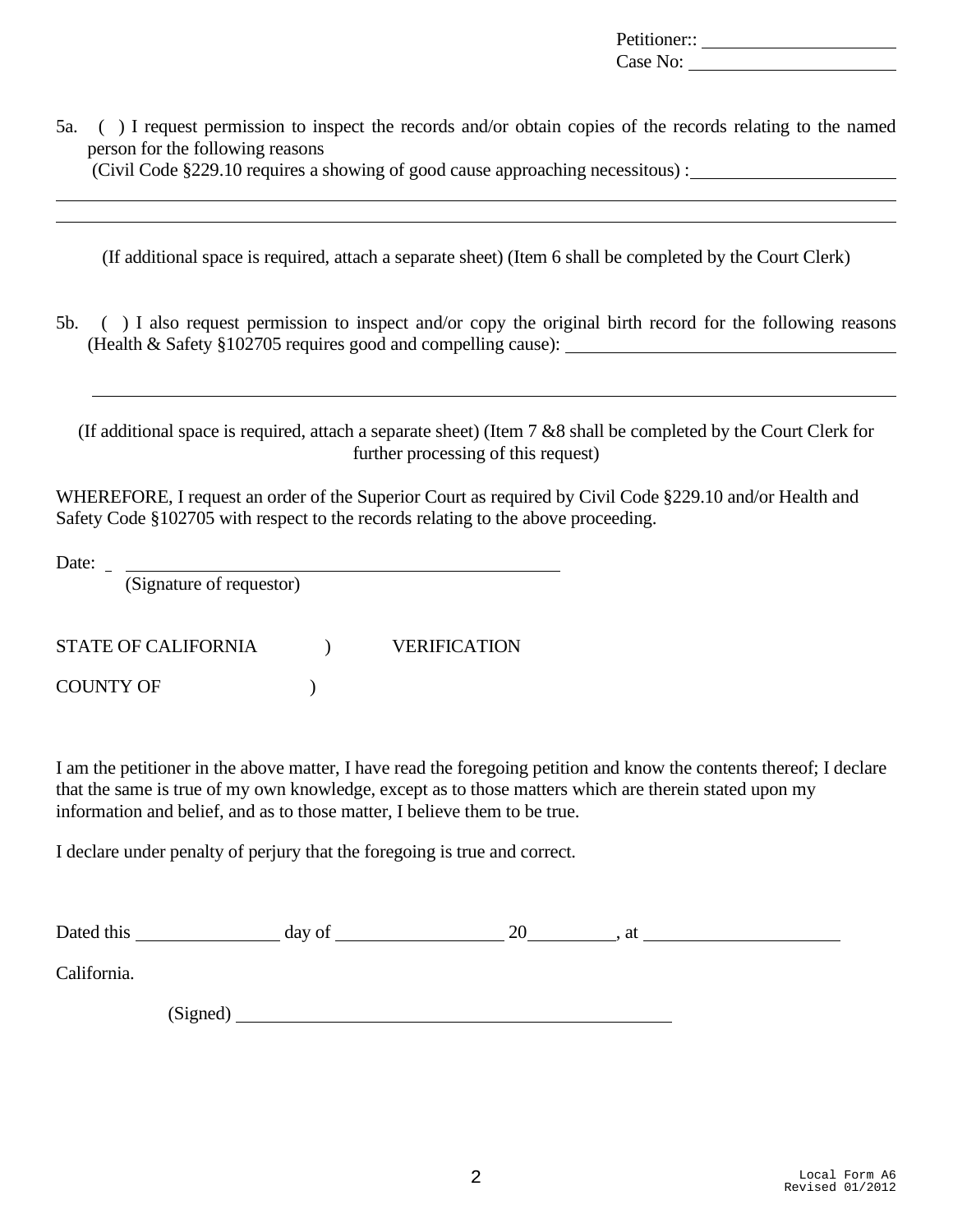Petitioner:: ____________________
Case No: ____________________

5a. ( ) I request permission to inspect the records and/or obtain copies of the records relating to the named person for the following reasons (Civil Code §229.10 requires a showing of good cause approaching necessitous) : ____________________

______________________________________________________________________________

______________________________________________________________________________

(If additional space is required, attach a separate sheet) (Item 6 shall be completed by the Court Clerk)

5b. ( ) I also request permission to inspect and/or copy the original birth record for the following reasons (Health & Safety §102705 requires good and compelling cause): ____________________

______________________________________________________________________________

(If additional space is required, attach a separate sheet) (Item 7 &8 shall be completed by the Court Clerk for further processing of this request)

WHEREFORE, I request an order of the Superior Court as required by Civil Code §229.10 and/or Health and Safety Code §102705 with respect to the records relating to the above proceeding.

Date: _ ______________________________________
(Signature of requestor)

STATE OF CALIFORNIA ) VERIFICATION

COUNTY OF )

I am the petitioner in the above matter, I have read the foregoing petition and know the contents thereof; I declare that the same is true of my own knowledge, except as to those matters which are therein stated upon my information and belief, and as to those matter, I believe them to be true.

I declare under penalty of perjury that the foregoing is true and correct.

Dated this ____________ day of ______________ 20________, at ____________________

California.

(Signed) ______________________________________

Local Form A6
Revised 01/2012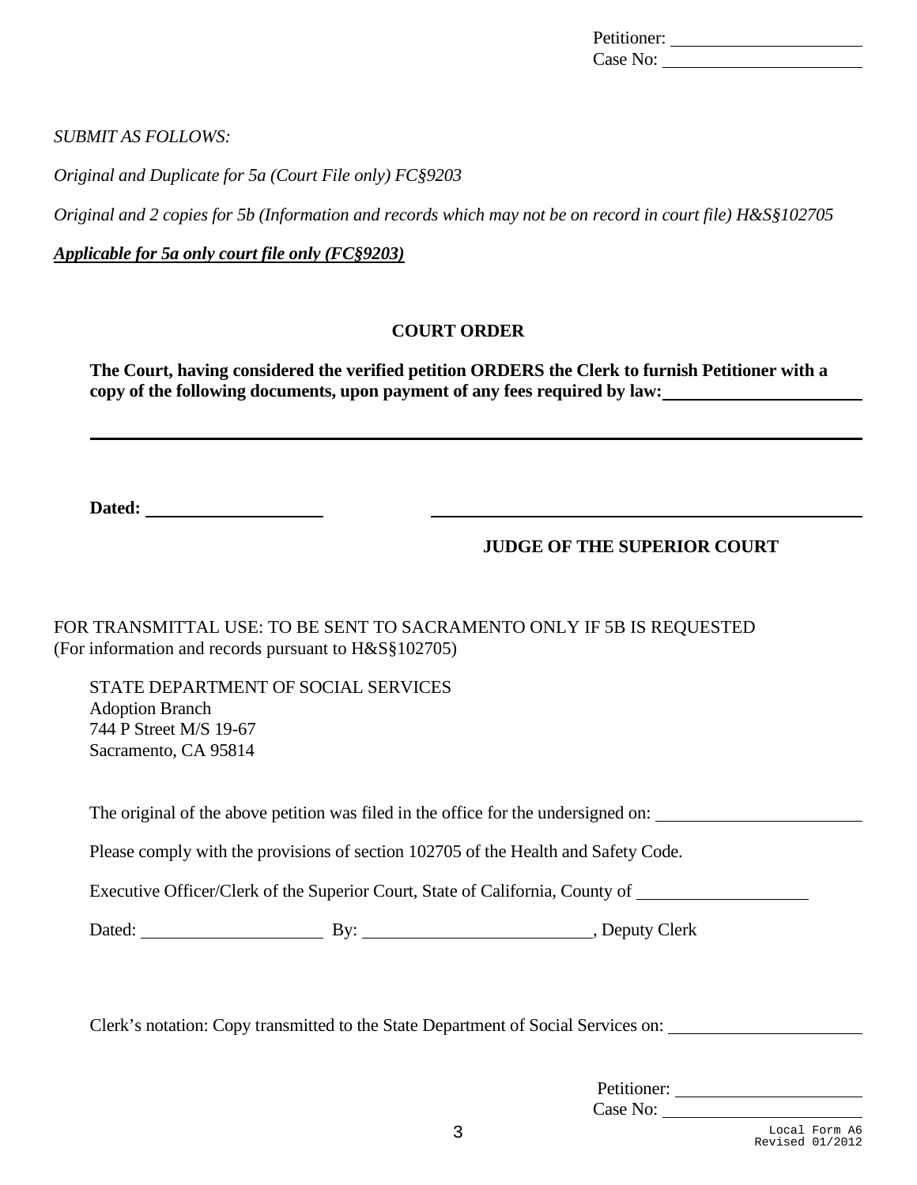Petitioner: ______________________
Case No: ______________________

*SUBMIT AS FOLLOWS:*

*Original and Duplicate for 5a (Court File only) FC§9203*

*Original and 2 copies for 5b (Information and records which may not be on record in court file) H&S§102705*

***Applicable for 5a only court file only (FC§9203)***

## COURT ORDER

**The Court, having considered the verified petition ORDERS the Clerk to furnish Petitioner with a copy of the following documents, upon payment of any fees required by law:** ______________________

______________________________________________________________________________

**Dated:** ____________________ ______________________________________________

**JUDGE OF THE SUPERIOR COURT**

FOR TRANSMITTAL USE: TO BE SENT TO SACRAMENTO ONLY IF 5B IS REQUESTED
(For information and records pursuant to H&S§102705)

STATE DEPARTMENT OF SOCIAL SERVICES
Adoption Branch
744 P Street M/S 19-67
Sacramento, CA 95814

The original of the above petition was filed in the office for the undersigned on: ______________________

Please comply with the provisions of section 102705 of the Health and Safety Code.

Executive Officer/Clerk of the Superior Court, State of California, County of ____________________

Dated: ____________________ By: __________________________, Deputy Clerk

Clerk's notation: Copy transmitted to the State Department of Social Services on: ______________________

Petitioner: ______________________
Case No: ______________________

Local Form A6
Revised 01/2012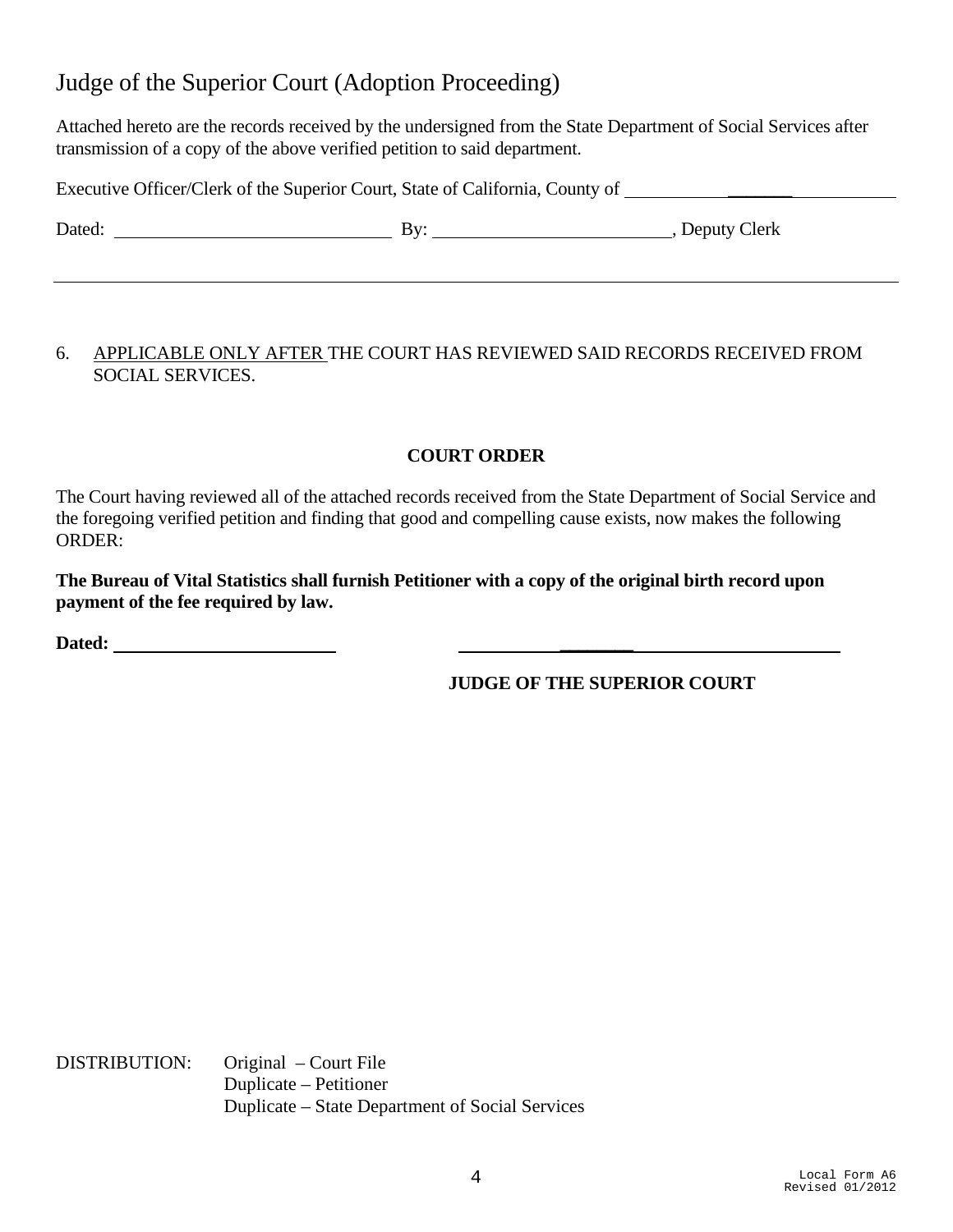Judge of the Superior Court (Adoption Proceeding)

Attached hereto are the records received by the undersigned from the State Department of Social Services after transmission of a copy of the above verified petition to said department.

Executive Officer/Clerk of the Superior Court, State of California, County of ______________________

Dated: ______________________ By: ______________________, Deputy Clerk

---

6. APPLICABLE ONLY AFTER THE COURT HAS REVIEWED SAID RECORDS RECEIVED FROM SOCIAL SERVICES.

**COURT ORDER**

The Court having reviewed all of the attached records received from the State Department of Social Service and the foregoing verified petition and finding that good and compelling cause exists, now makes the following ORDER:

**The Bureau of Vital Statistics shall furnish Petitioner with a copy of the original birth record upon payment of the fee required by law.**

**Dated:** ______________________ ______________________

**JUDGE OF THE SUPERIOR COURT**

DISTRIBUTION: Original – Court File
Duplicate – Petitioner
Duplicate – State Department of Social Services

Local Form A6
Revised 01/2012